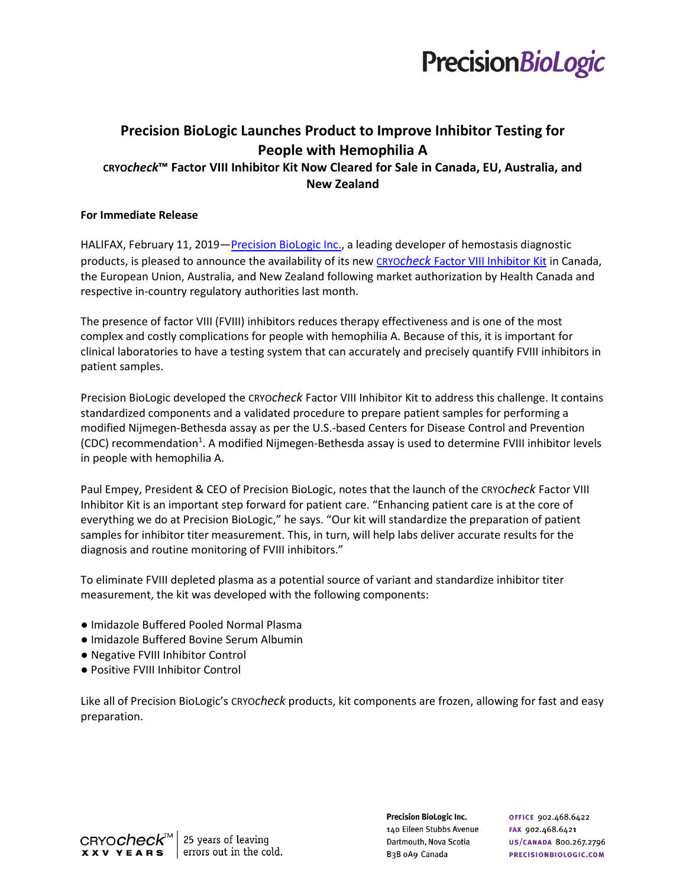PrecisionBioLogic

# Precision BioLogic Launches Product to Improve Inhibitor Testing for People with Hemophilia A

### CRYO*check*™ Factor VIII Inhibitor Kit Now Cleared for Sale in Canada, EU, Australia, and New Zealand

**For Immediate Release**

HALIFAX, February 11, 2019—Precision BioLogic Inc., a leading developer of hemostasis diagnostic products, is pleased to announce the availability of its new CRYO*check* Factor VIII Inhibitor Kit in Canada, the European Union, Australia, and New Zealand following market authorization by Health Canada and respective in-country regulatory authorities last month.

The presence of factor VIII (FVIII) inhibitors reduces therapy effectiveness and is one of the most complex and costly complications for people with hemophilia A. Because of this, it is important for clinical laboratories to have a testing system that can accurately and precisely quantify FVIII inhibitors in patient samples.

Precision BioLogic developed the CRYO*check* Factor VIII Inhibitor Kit to address this challenge. It contains standardized components and a validated procedure to prepare patient samples for performing a modified Nijmegen-Bethesda assay as per the U.S.-based Centers for Disease Control and Prevention (CDC) recommendation[1]. A modified Nijmegen-Bethesda assay is used to determine FVIII inhibitor levels in people with hemophilia A.

Paul Empey, President & CEO of Precision BioLogic, notes that the launch of the CRYO*check* Factor VIII Inhibitor Kit is an important step forward for patient care. “Enhancing patient care is at the core of everything we do at Precision BioLogic,” he says. “Our kit will standardize the preparation of patient samples for inhibitor titer measurement. This, in turn, will help labs deliver accurate results for the diagnosis and routine monitoring of FVIII inhibitors.”

To eliminate FVIII depleted plasma as a potential source of variant and standardize inhibitor titer measurement, the kit was developed with the following components:

- Imidazole Buffered Pooled Normal Plasma
- Imidazole Buffered Bovine Serum Albumin
- Negative FVIII Inhibitor Control
- Positive FVIII Inhibitor Control

Like all of Precision BioLogic’s CRYO*check* products, kit components are frozen, allowing for fast and easy preparation.

CRYO*check*™ XXV YEARS | 25 years of leaving errors out in the cold.

**Precision BioLogic Inc.**
140 Eileen Stubbs Avenue
Dartmouth, Nova Scotia
B3B 0A9 Canada

OFFICE 902.468.6422
FAX 902.468.6421
US/CANADA 800.267.2796
PRECISIONBIOLOGIC.COM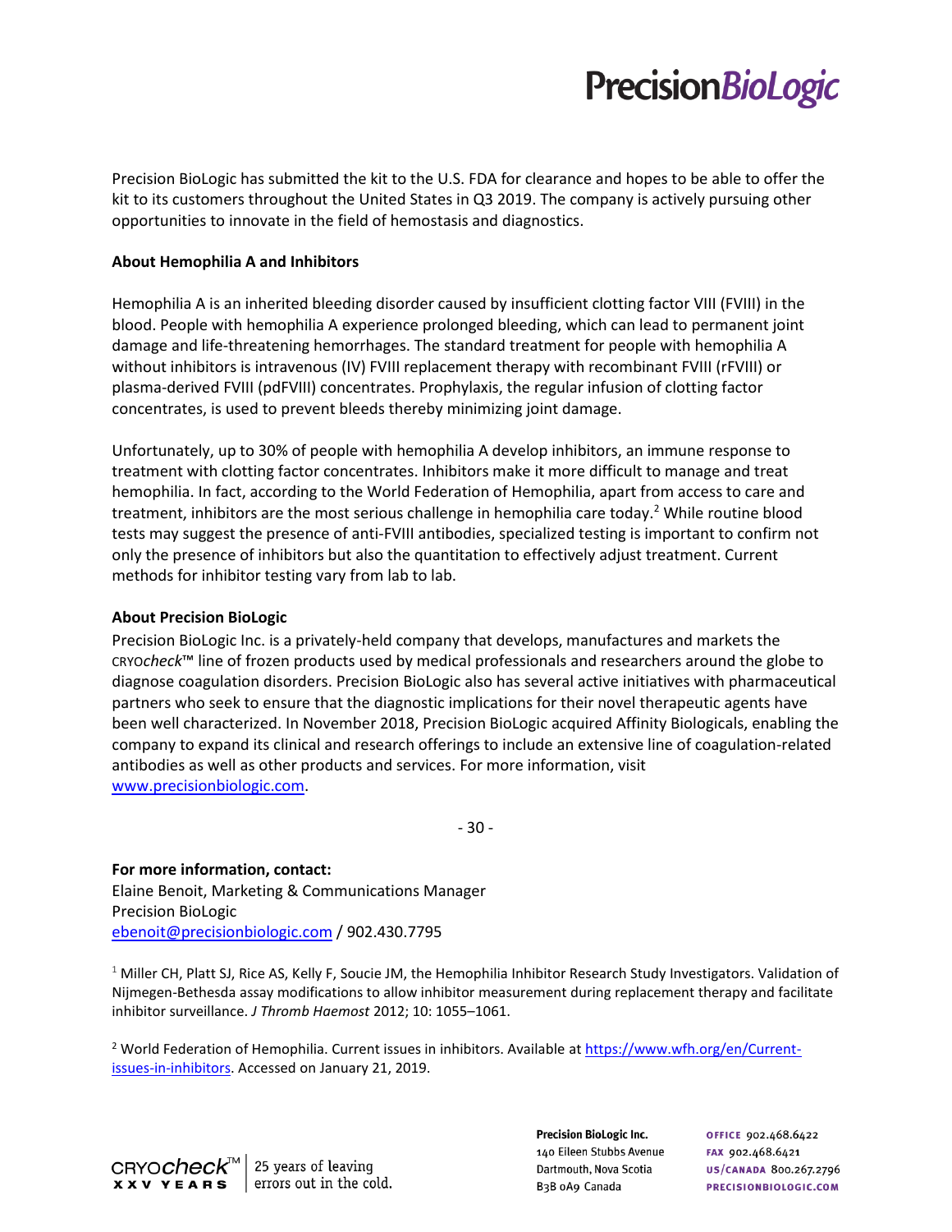Precision BioLogic has submitted the kit to the U.S. FDA for clearance and hopes to be able to offer the kit to its customers throughout the United States in Q3 2019. The company is actively pursuing other opportunities to innovate in the field of hemostasis and diagnostics.

**About Hemophilia A and Inhibitors**

Hemophilia A is an inherited bleeding disorder caused by insufficient clotting factor VIII (FVIII) in the blood. People with hemophilia A experience prolonged bleeding, which can lead to permanent joint damage and life-threatening hemorrhages. The standard treatment for people with hemophilia A without inhibitors is intravenous (IV) FVIII replacement therapy with recombinant FVIII (rFVIII) or plasma-derived FVIII (pdFVIII) concentrates. Prophylaxis, the regular infusion of clotting factor concentrates, is used to prevent bleeds thereby minimizing joint damage.

Unfortunately, up to 30% of people with hemophilia A develop inhibitors, an immune response to treatment with clotting factor concentrates. Inhibitors make it more difficult to manage and treat hemophilia. In fact, according to the World Federation of Hemophilia, apart from access to care and treatment, inhibitors are the most serious challenge in hemophilia care today.[2] While routine blood tests may suggest the presence of anti-FVIII antibodies, specialized testing is important to confirm not only the presence of inhibitors but also the quantitation to effectively adjust treatment. Current methods for inhibitor testing vary from lab to lab.

**About Precision BioLogic**

Precision BioLogic Inc. is a privately-held company that develops, manufactures and markets the CRYO*check*™ line of frozen products used by medical professionals and researchers around the globe to diagnose coagulation disorders. Precision BioLogic also has several active initiatives with pharmaceutical partners who seek to ensure that the diagnostic implications for their novel therapeutic agents have been well characterized. In November 2018, Precision BioLogic acquired Affinity Biologicals, enabling the company to expand its clinical and research offerings to include an extensive line of coagulation-related antibodies as well as other products and services. For more information, visit www.precisionbiologic.com.

\- 30 -

**For more information, contact:**
Elaine Benoit, Marketing & Communications Manager
Precision BioLogic
ebenoit@precisionbiologic.com / 902.430.7795

[1] Miller CH, Platt SJ, Rice AS, Kelly F, Soucie JM, the Hemophilia Inhibitor Research Study Investigators. Validation of Nijmegen-Bethesda assay modifications to allow inhibitor measurement during replacement therapy and facilitate inhibitor surveillance. *J Thromb Haemost* 2012; 10: 1055–1061.

[2] World Federation of Hemophilia. Current issues in inhibitors. Available at https://www.wfh.org/en/Current-issues-in-inhibitors. Accessed on January 21, 2019.

CRYO*check*™ XXV YEARS | 25 years of leaving errors out in the cold.

**Precision BioLogic Inc.**
140 Eileen Stubbs Avenue
Dartmouth, Nova Scotia
B3B 0A9 Canada

OFFICE 902.468.6422
FAX 902.468.6421
US/CANADA 800.267.2796
PRECISIONBIOLOGIC.COM